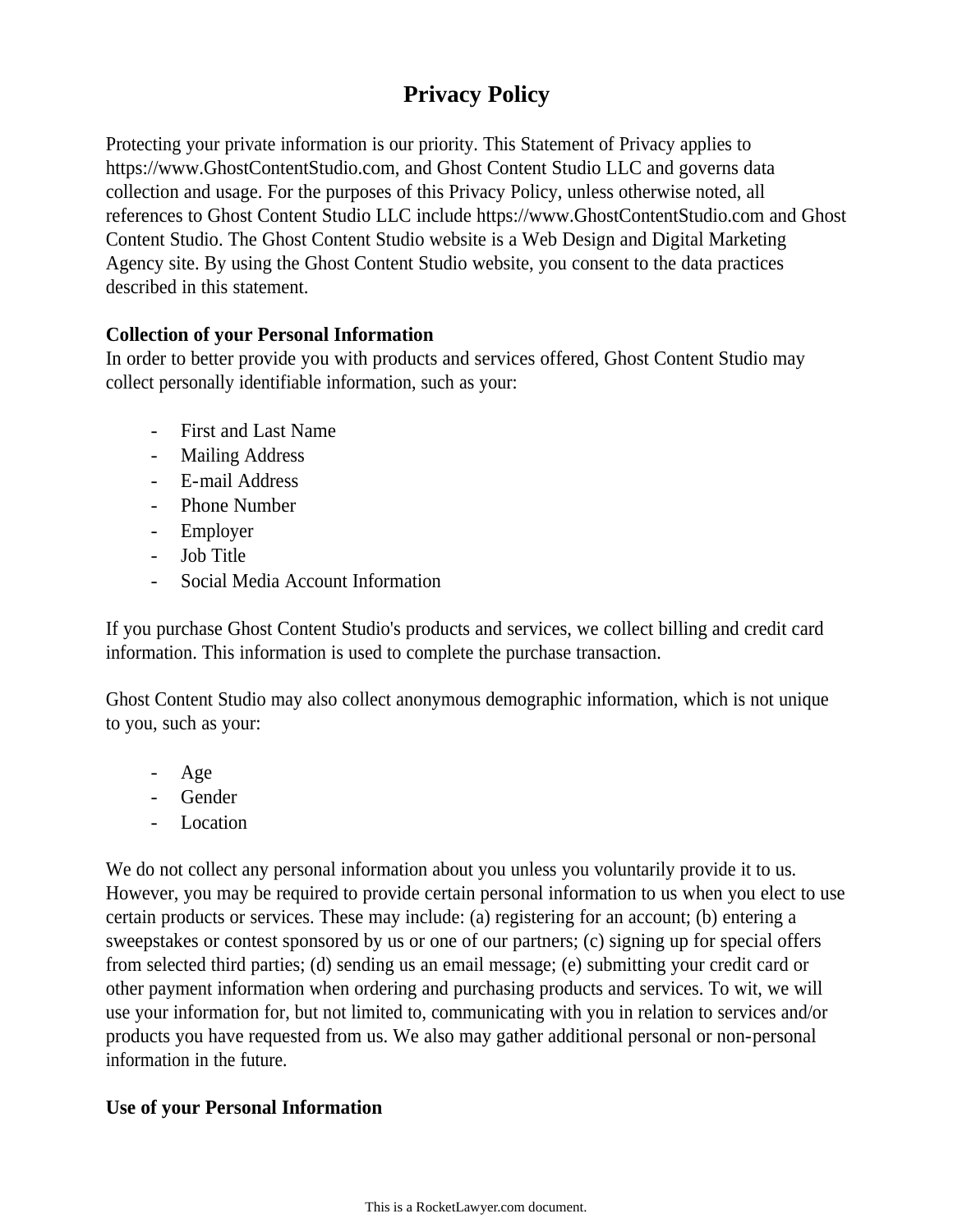# Privacy Policy

Protecting your private information is our priority. This Statement of Privacy applies to https://www.GhostContentStudio.com, and Ghost Content Studio LLC and governs data collection and usage. For the purposes of this Privacy Policy, unless otherwise noted, all references to Ghost Content Studio LLC include https://www.GhostContentStudio.com and Ghost Content Studio. The Ghost Content Studio website is a Web Design and Digital Marketing Agency site. By using the Ghost Content Studio website, you consent to the data practices described in this statement.

**Collection of your Personal Information**

In order to better provide you with products and services offered, Ghost Content Studio may collect personally identifiable information, such as your:

- First and Last Name
- Mailing Address
- E-mail Address
- Phone Number
- Employer
- Job Title
- Social Media Account Information

If you purchase Ghost Content Studio's products and services, we collect billing and credit card information. This information is used to complete the purchase transaction.

Ghost Content Studio may also collect anonymous demographic information, which is not unique to you, such as your:

- Age
- Gender
- Location

We do not collect any personal information about you unless you voluntarily provide it to us. However, you may be required to provide certain personal information to us when you elect to use certain products or services. These may include: (a) registering for an account; (b) entering a sweepstakes or contest sponsored by us or one of our partners; (c) signing up for special offers from selected third parties; (d) sending us an email message; (e) submitting your credit card or other payment information when ordering and purchasing products and services. To wit, we will use your information for, but not limited to, communicating with you in relation to services and/or products you have requested from us. We also may gather additional personal or non-personal information in the future.

**Use of your Personal Information**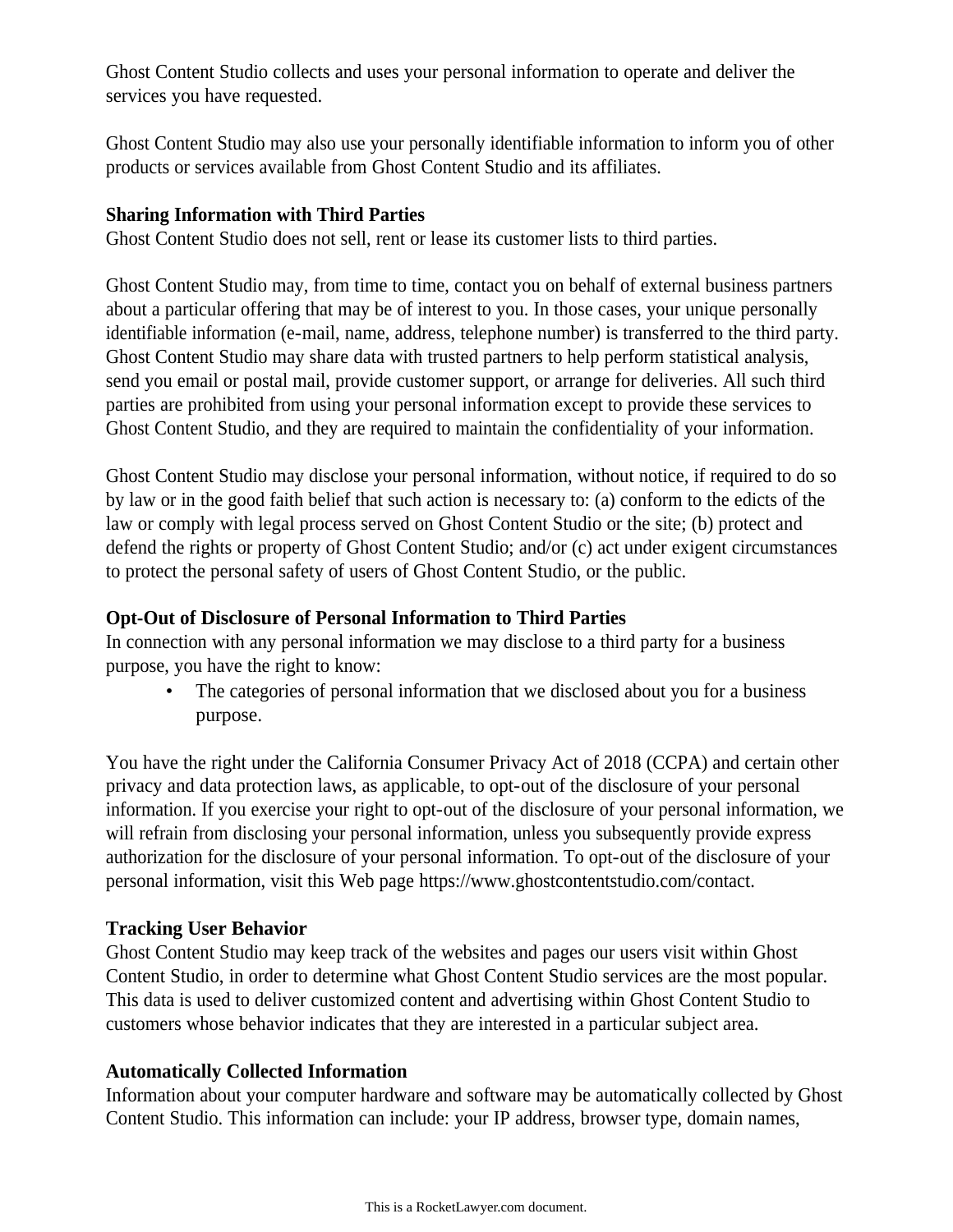Ghost Content Studio collects and uses your personal information to operate and deliver the services you have requested.

Ghost Content Studio may also use your personally identifiable information to inform you of other products or services available from Ghost Content Studio and its affiliates.

**Sharing Information with Third Parties**
Ghost Content Studio does not sell, rent or lease its customer lists to third parties.

Ghost Content Studio may, from time to time, contact you on behalf of external business partners about a particular offering that may be of interest to you. In those cases, your unique personally identifiable information (e-mail, name, address, telephone number) is transferred to the third party. Ghost Content Studio may share data with trusted partners to help perform statistical analysis, send you email or postal mail, provide customer support, or arrange for deliveries. All such third parties are prohibited from using your personal information except to provide these services to Ghost Content Studio, and they are required to maintain the confidentiality of your information.

Ghost Content Studio may disclose your personal information, without notice, if required to do so by law or in the good faith belief that such action is necessary to: (a) conform to the edicts of the law or comply with legal process served on Ghost Content Studio or the site; (b) protect and defend the rights or property of Ghost Content Studio; and/or (c) act under exigent circumstances to protect the personal safety of users of Ghost Content Studio, or the public.

**Opt-Out of Disclosure of Personal Information to Third Parties**
In connection with any personal information we may disclose to a third party for a business purpose, you have the right to know:

- The categories of personal information that we disclosed about you for a business purpose.

You have the right under the California Consumer Privacy Act of 2018 (CCPA) and certain other privacy and data protection laws, as applicable, to opt-out of the disclosure of your personal information. If you exercise your right to opt-out of the disclosure of your personal information, we will refrain from disclosing your personal information, unless you subsequently provide express authorization for the disclosure of your personal information. To opt-out of the disclosure of your personal information, visit this Web page https://www.ghostcontentstudio.com/contact.

**Tracking User Behavior**
Ghost Content Studio may keep track of the websites and pages our users visit within Ghost Content Studio, in order to determine what Ghost Content Studio services are the most popular. This data is used to deliver customized content and advertising within Ghost Content Studio to customers whose behavior indicates that they are interested in a particular subject area.

**Automatically Collected Information**
Information about your computer hardware and software may be automatically collected by Ghost Content Studio. This information can include: your IP address, browser type, domain names,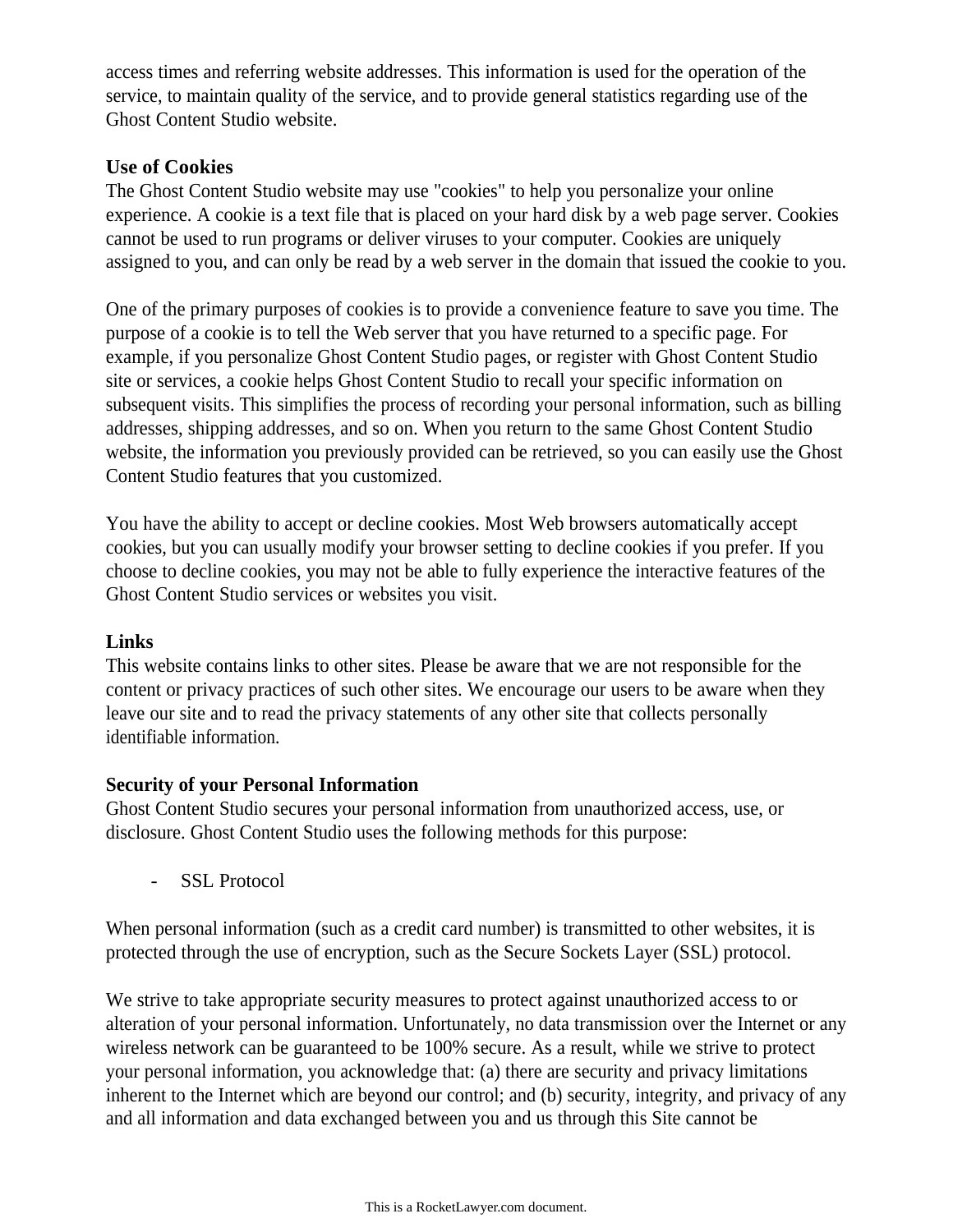access times and referring website addresses. This information is used for the operation of the service, to maintain quality of the service, and to provide general statistics regarding use of the Ghost Content Studio website.

**Use of Cookies**
The Ghost Content Studio website may use "cookies" to help you personalize your online experience. A cookie is a text file that is placed on your hard disk by a web page server. Cookies cannot be used to run programs or deliver viruses to your computer. Cookies are uniquely assigned to you, and can only be read by a web server in the domain that issued the cookie to you.

One of the primary purposes of cookies is to provide a convenience feature to save you time. The purpose of a cookie is to tell the Web server that you have returned to a specific page. For example, if you personalize Ghost Content Studio pages, or register with Ghost Content Studio site or services, a cookie helps Ghost Content Studio to recall your specific information on subsequent visits. This simplifies the process of recording your personal information, such as billing addresses, shipping addresses, and so on. When you return to the same Ghost Content Studio website, the information you previously provided can be retrieved, so you can easily use the Ghost Content Studio features that you customized.

You have the ability to accept or decline cookies. Most Web browsers automatically accept cookies, but you can usually modify your browser setting to decline cookies if you prefer. If you choose to decline cookies, you may not be able to fully experience the interactive features of the Ghost Content Studio services or websites you visit.

**Links**
This website contains links to other sites. Please be aware that we are not responsible for the content or privacy practices of such other sites. We encourage our users to be aware when they leave our site and to read the privacy statements of any other site that collects personally identifiable information.

**Security of your Personal Information**
Ghost Content Studio secures your personal information from unauthorized access, use, or disclosure. Ghost Content Studio uses the following methods for this purpose:

- SSL Protocol

When personal information (such as a credit card number) is transmitted to other websites, it is protected through the use of encryption, such as the Secure Sockets Layer (SSL) protocol.

We strive to take appropriate security measures to protect against unauthorized access to or alteration of your personal information. Unfortunately, no data transmission over the Internet or any wireless network can be guaranteed to be 100% secure. As a result, while we strive to protect your personal information, you acknowledge that: (a) there are security and privacy limitations inherent to the Internet which are beyond our control; and (b) security, integrity, and privacy of any and all information and data exchanged between you and us through this Site cannot be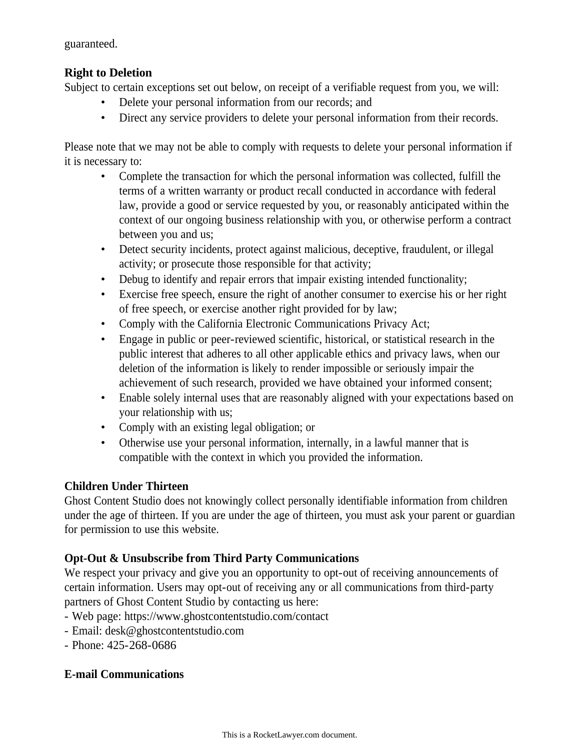guaranteed.

**Right to Deletion**

Subject to certain exceptions set out below, on receipt of a verifiable request from you, we will:

- Delete your personal information from our records; and
- Direct any service providers to delete your personal information from their records.

Please note that we may not be able to comply with requests to delete your personal information if it is necessary to:

- Complete the transaction for which the personal information was collected, fulfill the terms of a written warranty or product recall conducted in accordance with federal law, provide a good or service requested by you, or reasonably anticipated within the context of our ongoing business relationship with you, or otherwise perform a contract between you and us;
- Detect security incidents, protect against malicious, deceptive, fraudulent, or illegal activity; or prosecute those responsible for that activity;
- Debug to identify and repair errors that impair existing intended functionality;
- Exercise free speech, ensure the right of another consumer to exercise his or her right of free speech, or exercise another right provided for by law;
- Comply with the California Electronic Communications Privacy Act;
- Engage in public or peer-reviewed scientific, historical, or statistical research in the public interest that adheres to all other applicable ethics and privacy laws, when our deletion of the information is likely to render impossible or seriously impair the achievement of such research, provided we have obtained your informed consent;
- Enable solely internal uses that are reasonably aligned with your expectations based on your relationship with us;
- Comply with an existing legal obligation; or
- Otherwise use your personal information, internally, in a lawful manner that is compatible with the context in which you provided the information.

**Children Under Thirteen**

Ghost Content Studio does not knowingly collect personally identifiable information from children under the age of thirteen. If you are under the age of thirteen, you must ask your parent or guardian for permission to use this website.

**Opt-Out & Unsubscribe from Third Party Communications**

We respect your privacy and give you an opportunity to opt-out of receiving announcements of certain information. Users may opt-out of receiving any or all communications from third-party partners of Ghost Content Studio by contacting us here:

- Web page: https://www.ghostcontentstudio.com/contact
- Email: desk@ghostcontentstudio.com
- Phone: 425-268-0686

**E-mail Communications**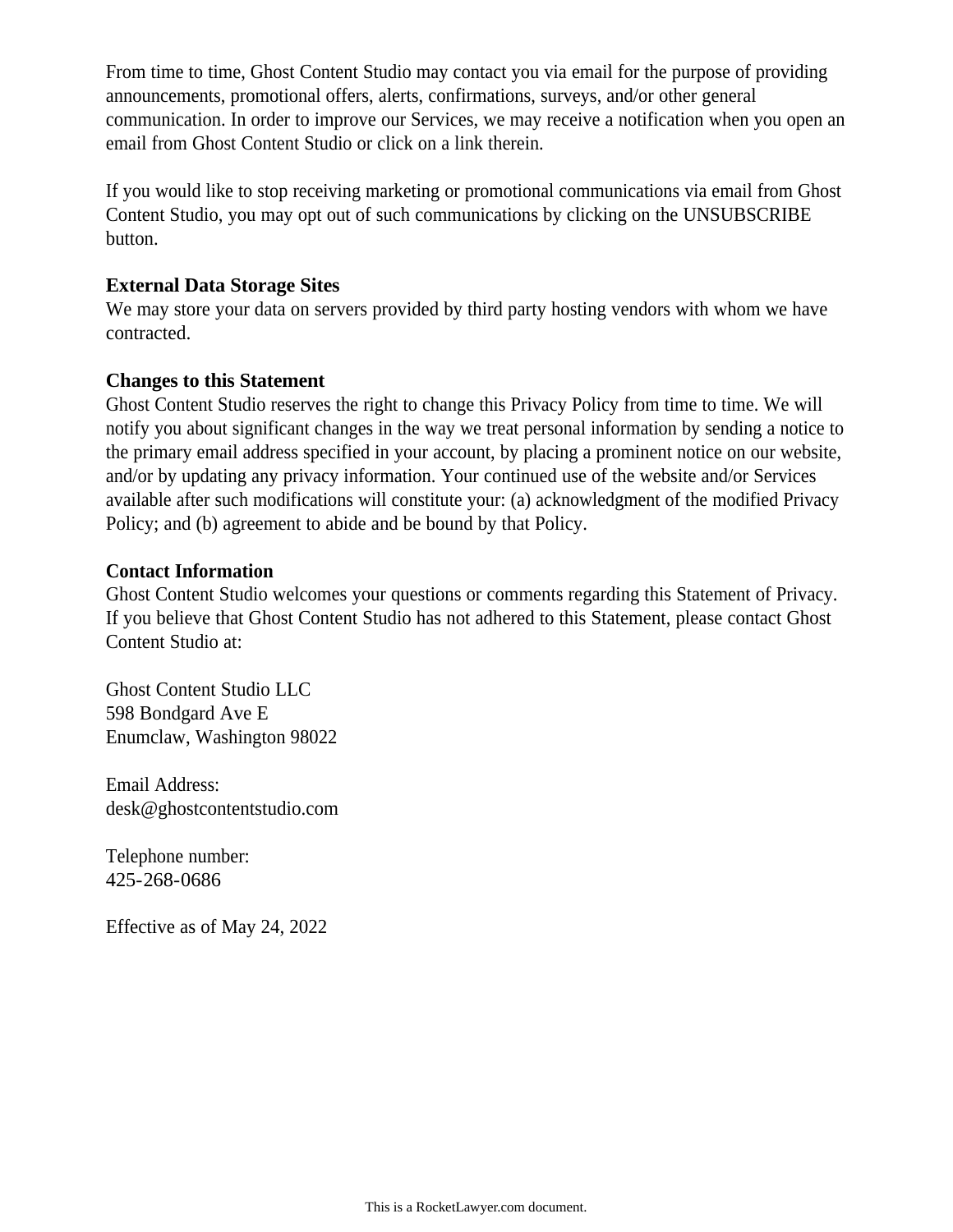From time to time, Ghost Content Studio may contact you via email for the purpose of providing announcements, promotional offers, alerts, confirmations, surveys, and/or other general communication. In order to improve our Services, we may receive a notification when you open an email from Ghost Content Studio or click on a link therein.

If you would like to stop receiving marketing or promotional communications via email from Ghost Content Studio, you may opt out of such communications by clicking on the UNSUBSCRIBE button.

**External Data Storage Sites**

We may store your data on servers provided by third party hosting vendors with whom we have contracted.

**Changes to this Statement**

Ghost Content Studio reserves the right to change this Privacy Policy from time to time. We will notify you about significant changes in the way we treat personal information by sending a notice to the primary email address specified in your account, by placing a prominent notice on our website, and/or by updating any privacy information. Your continued use of the website and/or Services available after such modifications will constitute your: (a) acknowledgment of the modified Privacy Policy; and (b) agreement to abide and be bound by that Policy.

**Contact Information**

Ghost Content Studio welcomes your questions or comments regarding this Statement of Privacy. If you believe that Ghost Content Studio has not adhered to this Statement, please contact Ghost Content Studio at:

Ghost Content Studio LLC
598 Bondgard Ave E
Enumclaw, Washington 98022

Email Address:
desk@ghostcontentstudio.com

Telephone number:
425-268-0686

Effective as of May 24, 2022